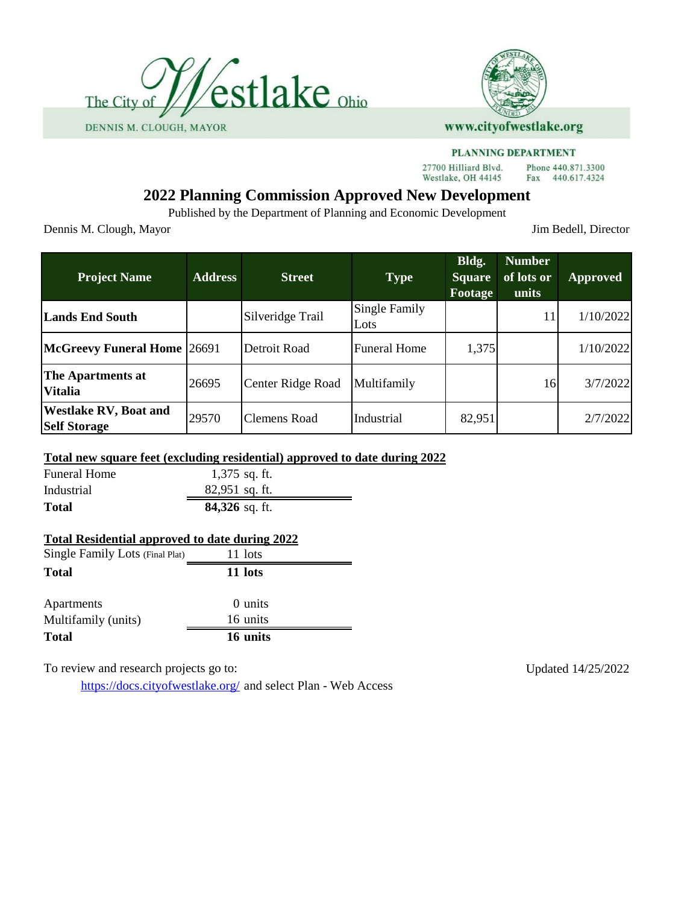The City of Westlake Ohio

DENNIS M. CLOUGH, MAYOR

www.cityofwestlake.org

PLANNING DEPARTMENT

27700 Hilliard Blvd.
Westlake, OH 44145

Phone 440.871.3300
Fax 440.617.4324

# 2022 Planning Commission Approved New Development

Published by the Department of Planning and Economic Development

Dennis M. Clough, Mayor

Jim Bedell, Director

| Project Name | Address | Street | Type | Bldg. Square Footage | Number of lots or units | Approved |
|---|---|---|---|---|---|---|
| **Lands End South** | | Silveridge Trail | Single Family Lots | | 11 | 1/10/2022 |
| **McGreevy Funeral Home** | 26691 | Detroit Road | Funeral Home | 1,375 | | 1/10/2022 |
| **The Apartments at Vitalia** | 26695 | Center Ridge Road | Multifamily | | 16 | 3/7/2022 |
| **Westlake RV, Boat and Self Storage** | 29570 | Clemens Road | Industrial | 82,951 | | 2/7/2022 |

**Total new square feet (excluding residential) approved to date during 2022**

| | |
|---|---|
| Funeral Home | 1,375 sq. ft. |
| Industrial | 82,951 sq. ft. |
| **Total** | **84,326** sq. ft. |

**Total Residential approved to date during 2022**

| | |
|---|---|
| Single Family Lots (Final Plat) | 11 lots |
| **Total** | **11 lots** |
| | |
| Apartments | 0 units |
| Multifamily (units) | 16 units |
| **Total** | **16 units** |

To review and research projects go to:

https://docs.cityofwestlake.org/ and select Plan - Web Access

Updated 14/25/2022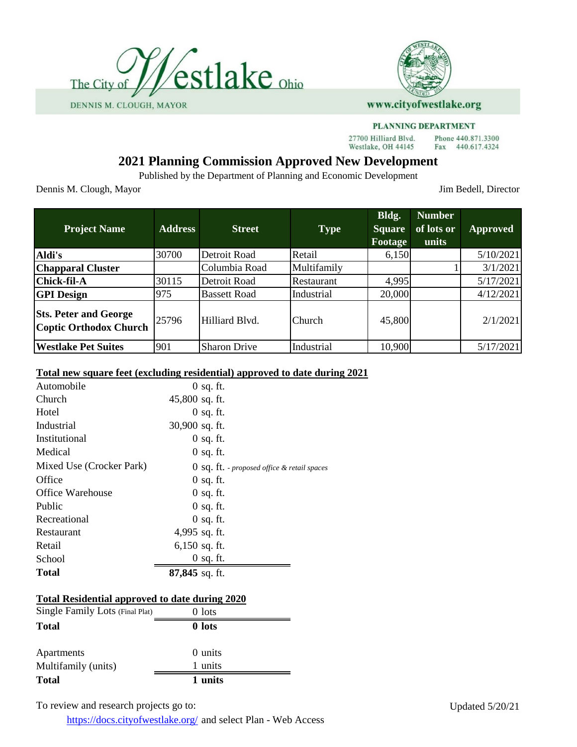The City of Westlake Ohio

DENNIS M. CLOUGH, MAYOR

www.cityofwestlake.org

PLANNING DEPARTMENT

27700 Hilliard Blvd.
Westlake, OH 44145

Phone 440.871.3300
Fax 440.617.4324

# 2021 Planning Commission Approved New Development

Published by the Department of Planning and Economic Development

Dennis M. Clough, Mayor

Jim Bedell, Director

| Project Name | Address | Street | Type | Bldg. Square Footage | Number of lots or units | Approved |
|---|---|---|---|---|---|---|
| **Aldi's** | 30700 | Detroit Road | Retail | 6,150 | | 5/10/2021 |
| **Chapparal Cluster** | | Columbia Road | Multifamily | | 1 | 3/1/2021 |
| **Chick-fil-A** | 30115 | Detroit Road | Restaurant | 4,995 | | 5/17/2021 |
| **GPI Design** | 975 | Bassett Road | Industrial | 20,000 | | 4/12/2021 |
| **Sts. Peter and George Coptic Orthodox Church** | 25796 | Hilliard Blvd. | Church | 45,800 | | 2/1/2021 |
| **Westlake Pet Suites** | 901 | Sharon Drive | Industrial | 10,900 | | 5/17/2021 |

**Total new square feet (excluding residential) approved to date during 2021**

| | |
|---|---|
| Automobile | 0 sq. ft. |
| Church | 45,800 sq. ft. |
| Hotel | 0 sq. ft. |
| Industrial | 30,900 sq. ft. |
| Institutional | 0 sq. ft. |
| Medical | 0 sq. ft. |
| Mixed Use (Crocker Park) | 0 sq. ft. *- proposed office & retail spaces* |
| Office | 0 sq. ft. |
| Office Warehouse | 0 sq. ft. |
| Public | 0 sq. ft. |
| Recreational | 0 sq. ft. |
| Restaurant | 4,995 sq. ft. |
| Retail | 6,150 sq. ft. |
| School | 0 sq. ft. |
| **Total** | **87,845** sq. ft. |

**Total Residential approved to date during 2020**

| | |
|---|---|
| Single Family Lots (Final Plat) | 0 lots |
| **Total** | **0 lots** |
| | |
| Apartments | 0 units |
| Multifamily (units) | 1 units |
| **Total** | **1 units** |

To review and research projects go to:

https://docs.cityofwestlake.org/ and select Plan - Web Access

Updated 5/20/21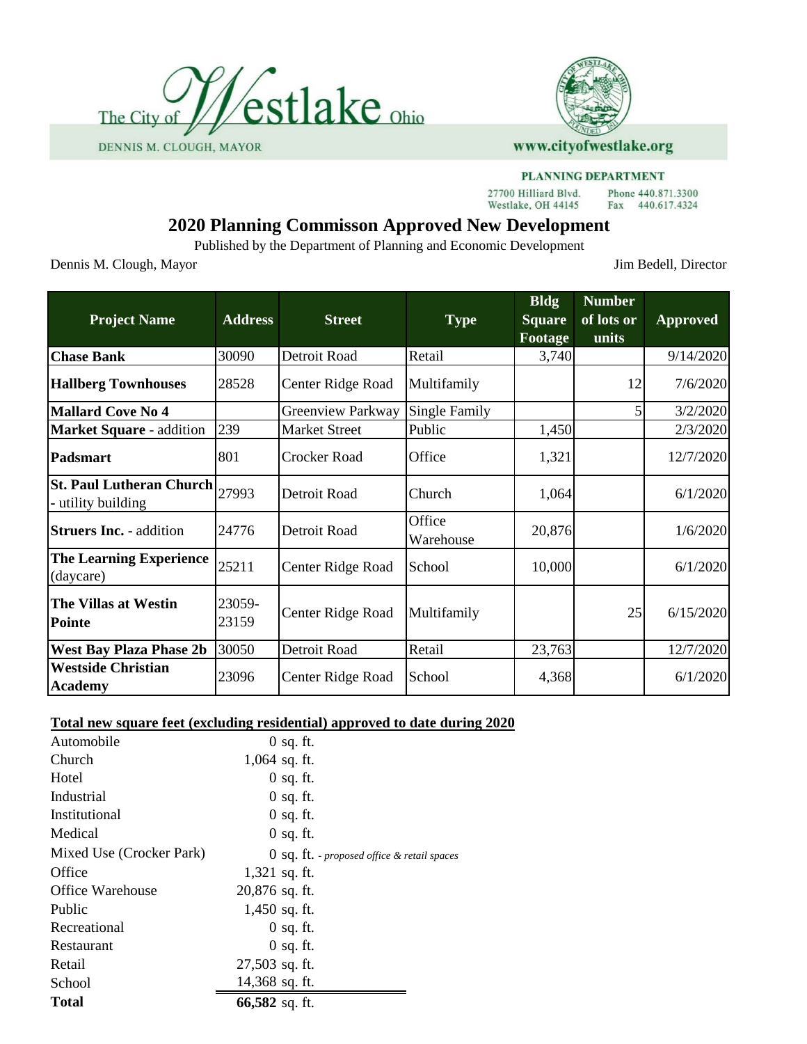The City of Westlake Ohio

DENNIS M. CLOUGH, MAYOR

www.cityofwestlake.org

PLANNING DEPARTMENT

27700 Hilliard Blvd.
Westlake, OH 44145

Phone 440.871.3300
Fax 440.617.4324

# 2020 Planning Commisson Approved New Development

Published by the Department of Planning and Economic Development

Dennis M. Clough, Mayor — Jim Bedell, Director

| Project Name | Address | Street | Type | Bldg Square Footage | Number of lots or units | Approved |
|---|---|---|---|---|---|---|
| **Chase Bank** | 30090 | Detroit Road | Retail | 3,740 | | 9/14/2020 |
| **Hallberg Townhouses** | 28528 | Center Ridge Road | Multifamily | | 12 | 7/6/2020 |
| **Mallard Cove No 4** | | Greenview Parkway | Single Family | | 5 | 3/2/2020 |
| **Market Square** - addition | 239 | Market Street | Public | 1,450 | | 2/3/2020 |
| **Padsmart** | 801 | Crocker Road | Office | 1,321 | | 12/7/2020 |
| **St. Paul Lutheran Church** - utility building | 27993 | Detroit Road | Church | 1,064 | | 6/1/2020 |
| **Struers Inc.** - addition | 24776 | Detroit Road | Office Warehouse | 20,876 | | 1/6/2020 |
| **The Learning Experience** (daycare) | 25211 | Center Ridge Road | School | 10,000 | | 6/1/2020 |
| **The Villas at Westin Pointe** | 23059-23159 | Center Ridge Road | Multifamily | | 25 | 6/15/2020 |
| **West Bay Plaza Phase 2b** | 30050 | Detroit Road | Retail | 23,763 | | 12/7/2020 |
| **Westside Christian Academy** | 23096 | Center Ridge Road | School | 4,368 | | 6/1/2020 |

**Total new square feet (excluding residential) approved to date during 2020**

| Category | Square Feet |
|---|---|
| Automobile | 0 sq. ft. |
| Church | 1,064 sq. ft. |
| Hotel | 0 sq. ft. |
| Industrial | 0 sq. ft. |
| Institutional | 0 sq. ft. |
| Medical | 0 sq. ft. |
| Mixed Use (Crocker Park) | 0 sq. ft. - *proposed office & retail spaces* |
| Office | 1,321 sq. ft. |
| Office Warehouse | 20,876 sq. ft. |
| Public | 1,450 sq. ft. |
| Recreational | 0 sq. ft. |
| Restaurant | 0 sq. ft. |
| Retail | 27,503 sq. ft. |
| School | 14,368 sq. ft. |
| **Total** | **66,582** sq. ft. |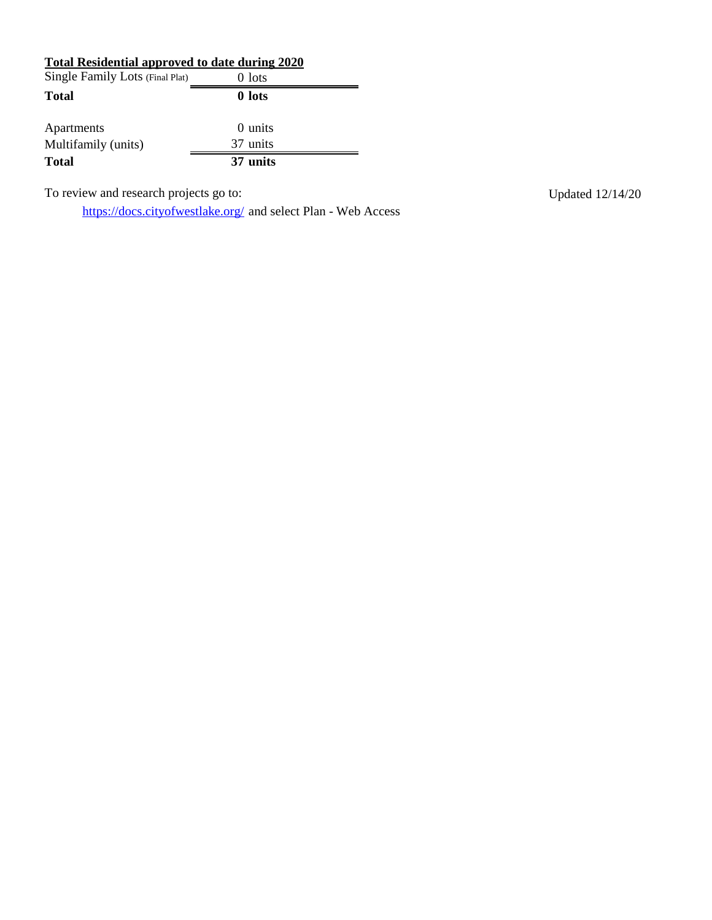**Total Residential approved to date during 2020**

| | |
|---|---|
| Single Family Lots (Final Plat) | 0 lots |
| **Total** | **0 lots** |

| | |
|---|---|
| Apartments | 0 units |
| Multifamily (units) | 37 units |
| **Total** | **37 units** |

To review and research projects go to:

[https://docs.cityofwestlake.org/](https://docs.cityofwestlake.org/) and select Plan - Web Access

Updated 12/14/20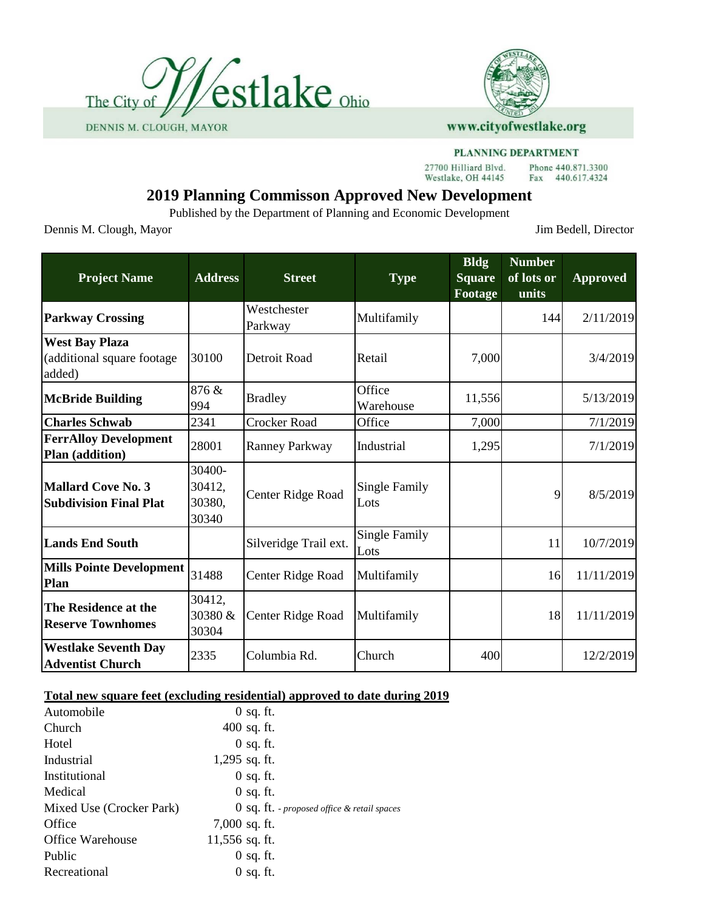The City of Westlake Ohio

DENNIS M. CLOUGH, MAYOR

www.cityofwestlake.org

PLANNING DEPARTMENT

27700 Hilliard Blvd.
Westlake, OH 44145

Phone 440.871.3300
Fax 440.617.4324

# 2019 Planning Commisson Approved New Development

Published by the Department of Planning and Economic Development

Dennis M. Clough, Mayor

Jim Bedell, Director

| Project Name | Address | Street | Type | Bldg Square Footage | Number of lots or units | Approved |
|---|---|---|---|---|---|---|
| **Parkway Crossing** | | Westchester Parkway | Multifamily | | 144 | 2/11/2019 |
| **West Bay Plaza** (additional square footage added) | 30100 | Detroit Road | Retail | 7,000 | | 3/4/2019 |
| **McBride Building** | 876 & 994 | Bradley | Office Warehouse | 11,556 | | 5/13/2019 |
| **Charles Schwab** | 2341 | Crocker Road | Office | 7,000 | | 7/1/2019 |
| **FerrAlloy Development Plan (addition)** | 28001 | Ranney Parkway | Industrial | 1,295 | | 7/1/2019 |
| **Mallard Cove No. 3 Subdivision Final Plat** | 30400-30412, 30380, 30340 | Center Ridge Road | Single Family Lots | | 9 | 8/5/2019 |
| **Lands End South** | | Silveridge Trail ext. | Single Family Lots | | 11 | 10/7/2019 |
| **Mills Pointe Development Plan** | 31488 | Center Ridge Road | Multifamily | | 16 | 11/11/2019 |
| **The Residence at the Reserve Townhomes** | 30412, 30380 & 30304 | Center Ridge Road | Multifamily | | 18 | 11/11/2019 |
| **Westlake Seventh Day Adventist Church** | 2335 | Columbia Rd. | Church | 400 | | 12/2/2019 |

**Total new square feet (excluding residential) approved to date during 2019**

| | |
|---|---|
| Automobile | 0 sq. ft. |
| Church | 400 sq. ft. |
| Hotel | 0 sq. ft. |
| Industrial | 1,295 sq. ft. |
| Institutional | 0 sq. ft. |
| Medical | 0 sq. ft. |
| Mixed Use (Crocker Park) | 0 sq. ft. *- proposed office & retail spaces* |
| Office | 7,000 sq. ft. |
| Office Warehouse | 11,556 sq. ft. |
| Public | 0 sq. ft. |
| Recreational | 0 sq. ft. |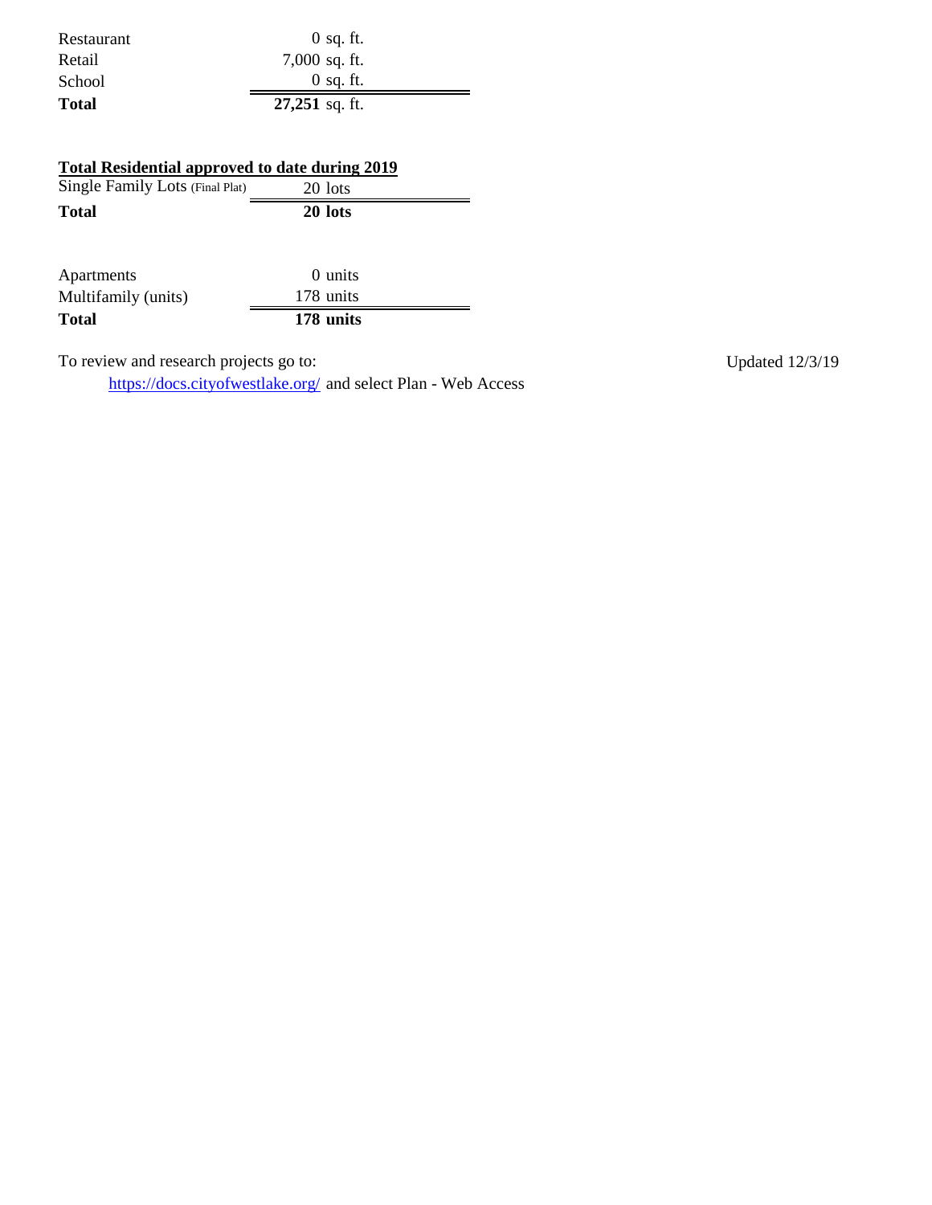| | |
|---|---|
| Restaurant | 0 sq. ft. |
| Retail | 7,000 sq. ft. |
| School | 0 sq. ft. |
| **Total** | **27,251** sq. ft. |

**Total Residential approved to date during 2019**

| | |
|---|---|
| Single Family Lots (Final Plat) | 20 lots |
| **Total** | **20 lots** |

| | |
|---|---|
| Apartments | 0 units |
| Multifamily (units) | 178 units |
| **Total** | **178 units** |

To review and research projects go to:

https://docs.cityofwestlake.org/ and select Plan - Web Access

Updated 12/3/19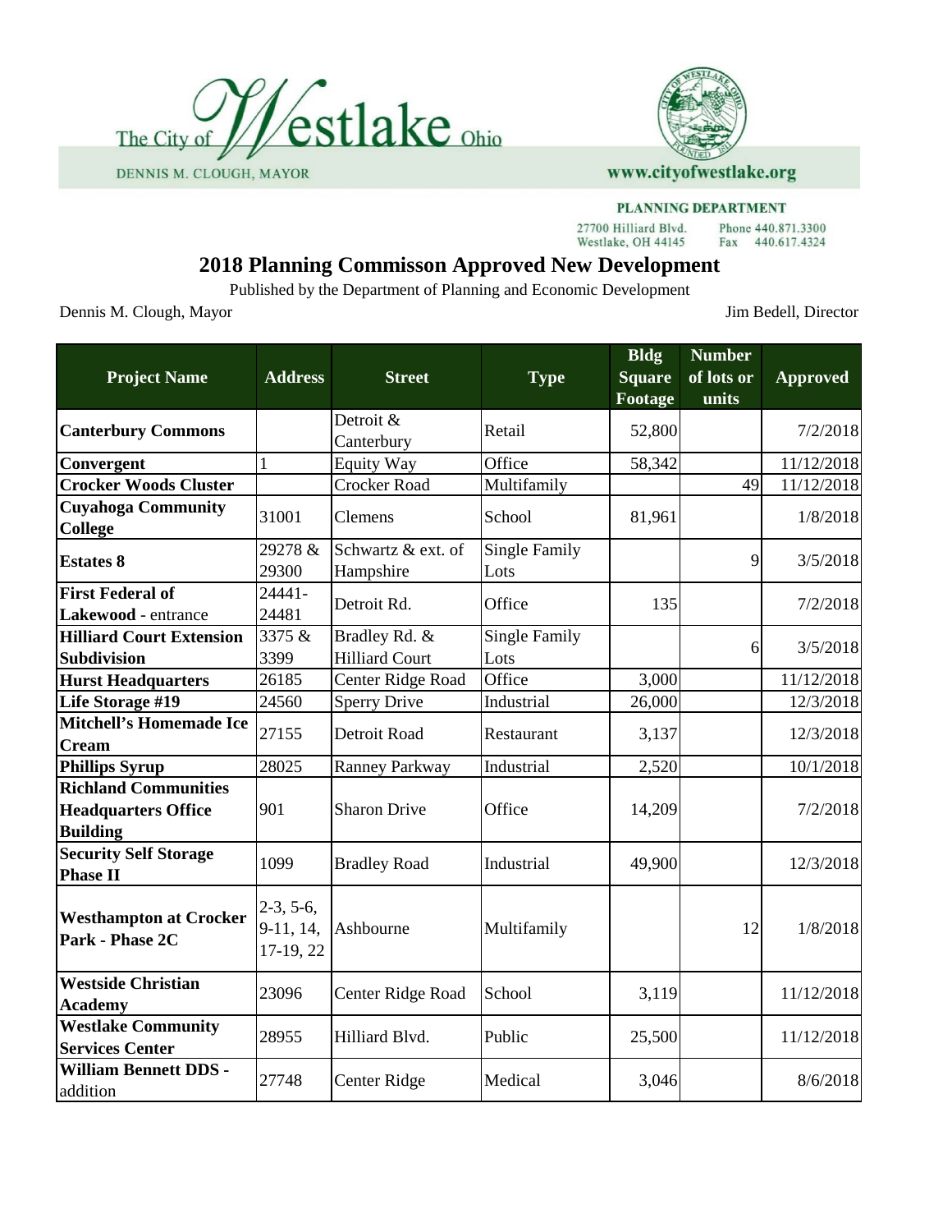The City of Westlake Ohio

DENNIS M. CLOUGH, MAYOR

www.cityofwestlake.org

PLANNING DEPARTMENT

27700 Hilliard Blvd.
Westlake, OH 44145

Phone 440.871.3300
Fax 440.617.4324

# 2018 Planning Commisson Approved New Development

Published by the Department of Planning and Economic Development

Dennis M. Clough, Mayor

Jim Bedell, Director

| Project Name | Address | Street | Type | Bldg Square Footage | Number of lots or units | Approved |
|---|---|---|---|---|---|---|
| **Canterbury Commons** | | Detroit & Canterbury | Retail | 52,800 | | 7/2/2018 |
| **Convergent** | 1 | Equity Way | Office | 58,342 | | 11/12/2018 |
| **Crocker Woods Cluster** | | Crocker Road | Multifamily | | 49 | 11/12/2018 |
| **Cuyahoga Community College** | 31001 | Clemens | School | 81,961 | | 1/8/2018 |
| **Estates 8** | 29278 & 29300 | Schwartz & ext. of Hampshire | Single Family Lots | | 9 | 3/5/2018 |
| **First Federal of Lakewood** - entrance | 24441-24481 | Detroit Rd. | Office | 135 | | 7/2/2018 |
| **Hilliard Court Extension Subdivision** | 3375 & 3399 | Bradley Rd. & Hilliard Court | Single Family Lots | | 6 | 3/5/2018 |
| **Hurst Headquarters** | 26185 | Center Ridge Road | Office | 3,000 | | 11/12/2018 |
| **Life Storage #19** | 24560 | Sperry Drive | Industrial | 26,000 | | 12/3/2018 |
| **Mitchell's Homemade Ice Cream** | 27155 | Detroit Road | Restaurant | 3,137 | | 12/3/2018 |
| **Phillips Syrup** | 28025 | Ranney Parkway | Industrial | 2,520 | | 10/1/2018 |
| **Richland Communities Headquarters Office Building** | 901 | Sharon Drive | Office | 14,209 | | 7/2/2018 |
| **Security Self Storage Phase II** | 1099 | Bradley Road | Industrial | 49,900 | | 12/3/2018 |
| **Westhampton at Crocker Park - Phase 2C** | 2-3, 5-6, 9-11, 14, 17-19, 22 | Ashbourne | Multifamily | | 12 | 1/8/2018 |
| **Westside Christian Academy** | 23096 | Center Ridge Road | School | 3,119 | | 11/12/2018 |
| **Westlake Community Services Center** | 28955 | Hilliard Blvd. | Public | 25,500 | | 11/12/2018 |
| **William Bennett DDS -** addition | 27748 | Center Ridge | Medical | 3,046 | | 8/6/2018 |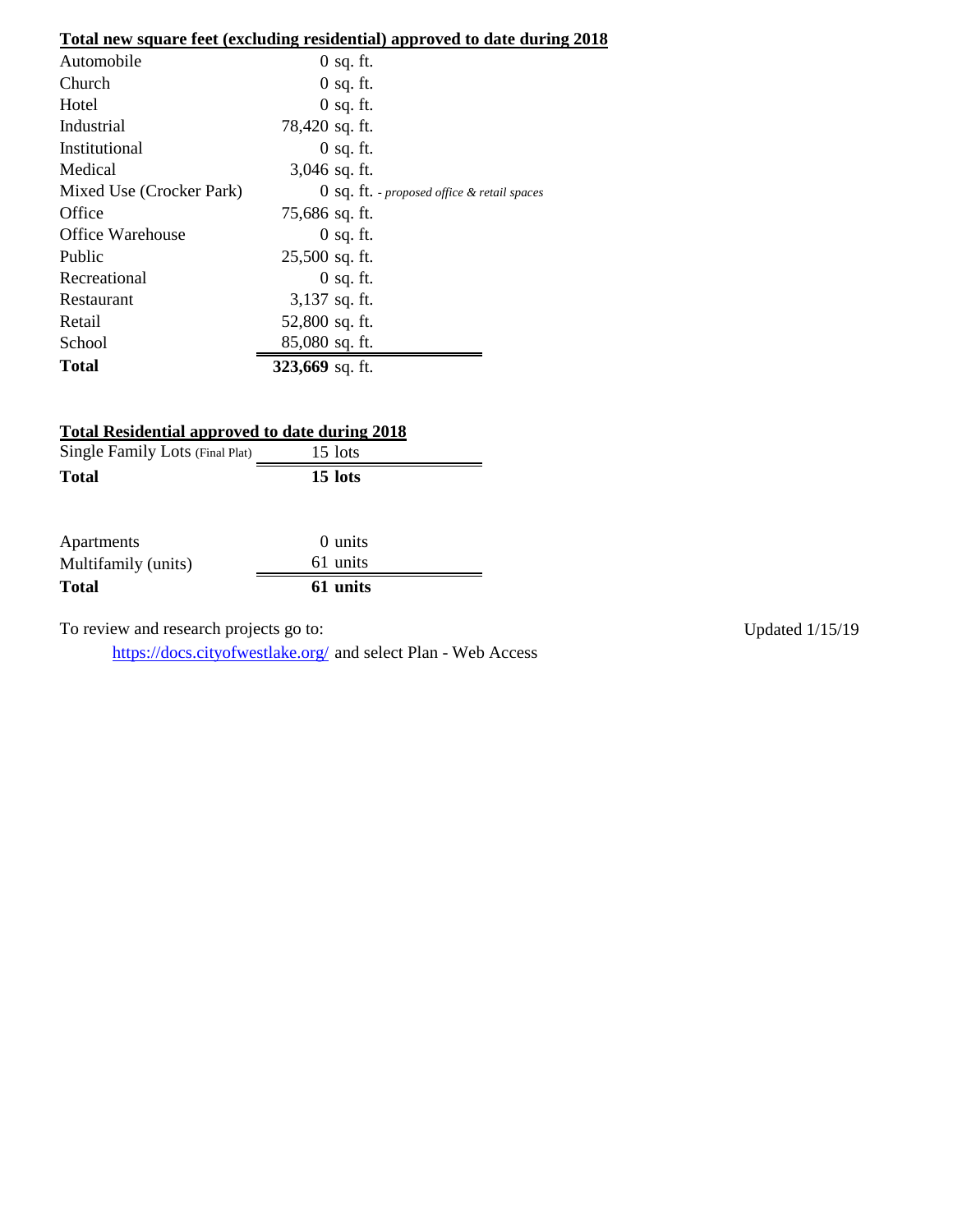**Total new square feet (excluding residential) approved to date during 2018**

| | |
|---|---|
| Automobile | 0 sq. ft. |
| Church | 0 sq. ft. |
| Hotel | 0 sq. ft. |
| Industrial | 78,420 sq. ft. |
| Institutional | 0 sq. ft. |
| Medical | 3,046 sq. ft. |
| Mixed Use (Crocker Park) | 0 sq. ft. *- proposed office & retail spaces* |
| Office | 75,686 sq. ft. |
| Office Warehouse | 0 sq. ft. |
| Public | 25,500 sq. ft. |
| Recreational | 0 sq. ft. |
| Restaurant | 3,137 sq. ft. |
| Retail | 52,800 sq. ft. |
| School | 85,080 sq. ft. |
| **Total** | **323,669** sq. ft. |

**Total Residential approved to date during 2018**

| | |
|---|---|
| Single Family Lots (Final Plat) | 15 lots |
| **Total** | **15 lots** |

| | |
|---|---|
| Apartments | 0 units |
| Multifamily (units) | 61 units |
| **Total** | **61 units** |

To review and research projects go to:

https://docs.cityofwestlake.org/ and select Plan - Web Access

Updated 1/15/19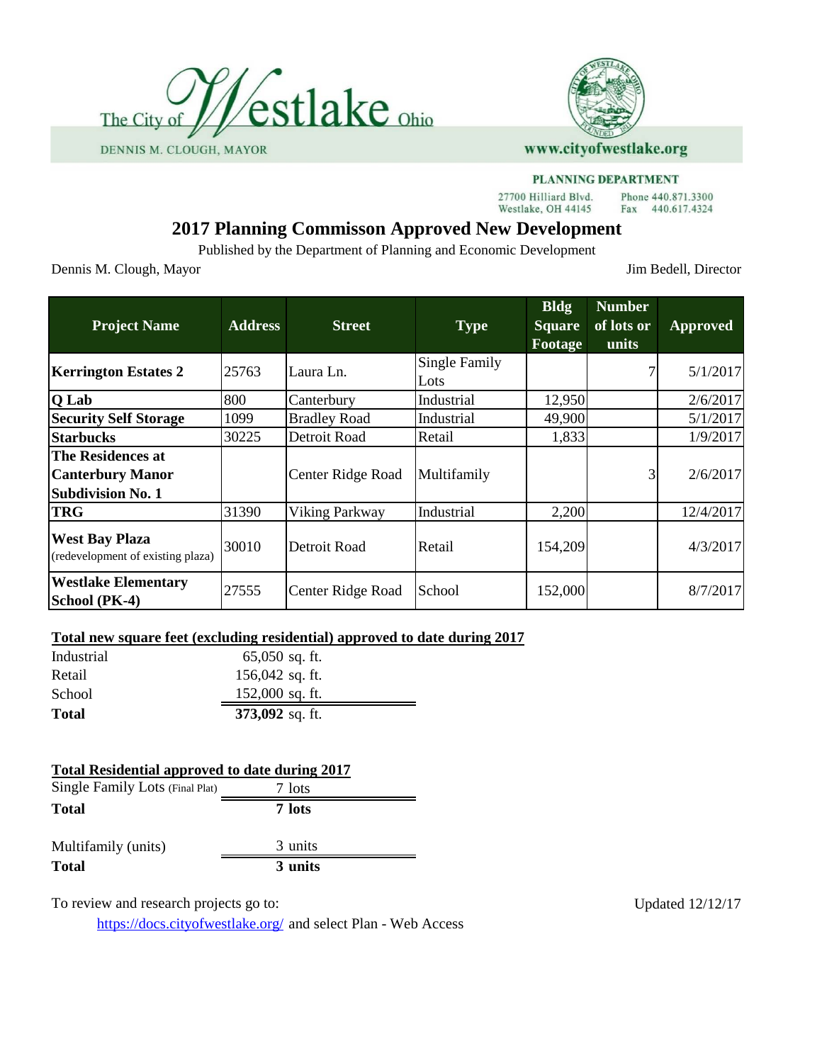The City of Westlake Ohio

DENNIS M. CLOUGH, MAYOR

www.cityofwestlake.org

PLANNING DEPARTMENT

27700 Hilliard Blvd.
Westlake, OH 44145

Phone 440.871.3300
Fax 440.617.4324

# 2017 Planning Commisson Approved New Development

Published by the Department of Planning and Economic Development

Dennis M. Clough, Mayor

Jim Bedell, Director

| Project Name | Address | Street | Type | Bldg Square Footage | Number of lots or units | Approved |
|---|---|---|---|---|---|---|
| **Kerrington Estates 2** | 25763 | Laura Ln. | Single Family Lots | | 7 | 5/1/2017 |
| **Q Lab** | 800 | Canterbury | Industrial | 12,950 | | 2/6/2017 |
| **Security Self Storage** | 1099 | Bradley Road | Industrial | 49,900 | | 5/1/2017 |
| **Starbucks** | 30225 | Detroit Road | Retail | 1,833 | | 1/9/2017 |
| **The Residences at Canterbury Manor Subdivision No. 1** | | Center Ridge Road | Multifamily | | 3 | 2/6/2017 |
| **TRG** | 31390 | Viking Parkway | Industrial | 2,200 | | 12/4/2017 |
| **West Bay Plaza** (redevelopment of existing plaza) | 30010 | Detroit Road | Retail | 154,209 | | 4/3/2017 |
| **Westlake Elementary School (PK-4)** | 27555 | Center Ridge Road | School | 152,000 | | 8/7/2017 |

**Total new square feet (excluding residential) approved to date during 2017**

| | |
|---|---|
| Industrial | 65,050 sq. ft. |
| Retail | 156,042 sq. ft. |
| School | 152,000 sq. ft. |
| **Total** | **373,092** sq. ft. |

**Total Residential approved to date during 2017**

| | |
|---|---|
| Single Family Lots (Final Plat) | 7 lots |
| **Total** | **7 lots** |
| | |
| Multifamily (units) | 3 units |
| **Total** | **3 units** |

To review and research projects go to:

https://docs.cityofwestlake.org/ and select Plan - Web Access

Updated 12/12/17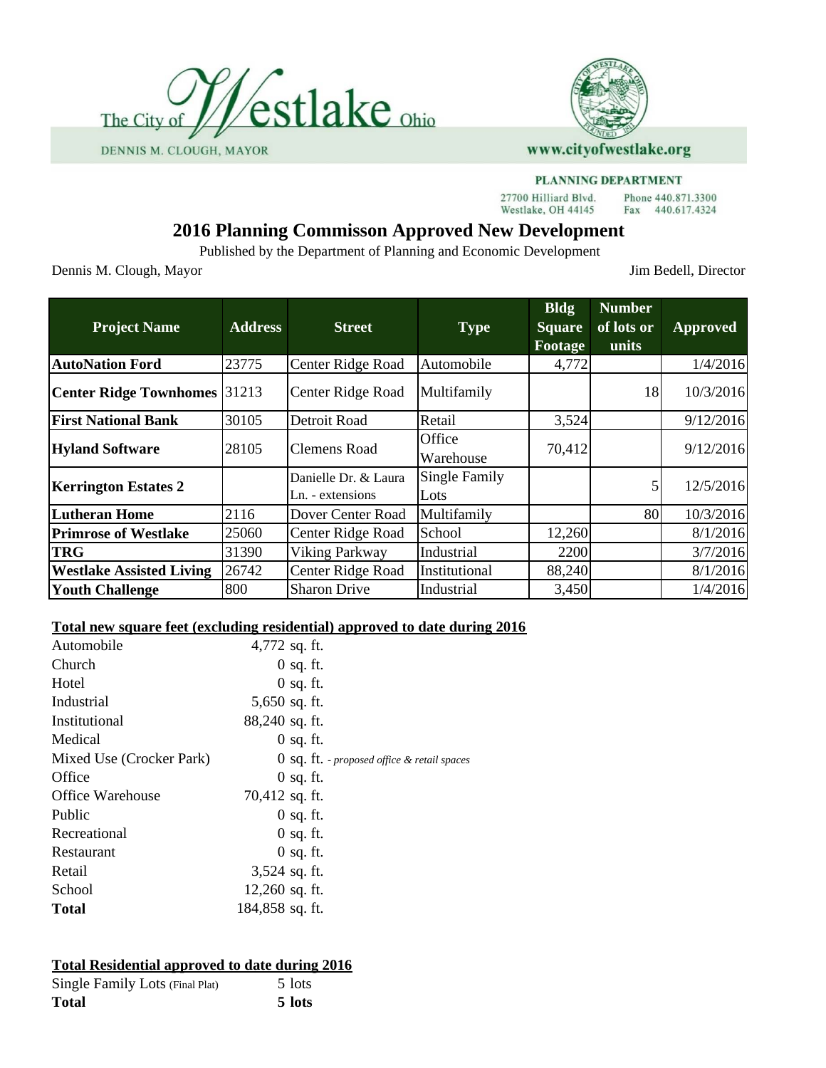The City of Westlake Ohio

DENNIS M. CLOUGH, MAYOR

www.cityofwestlake.org

**PLANNING DEPARTMENT**

27700 Hilliard Blvd.
Westlake, OH 44145

Phone 440.871.3300
Fax 440.617.4324

# 2016 Planning Commisson Approved New Development

Published by the Department of Planning and Economic Development

Dennis M. Clough, Mayor

Jim Bedell, Director

| Project Name | Address | Street | Type | Bldg Square Footage | Number of lots or units | Approved |
|---|---|---|---|---|---|---|
| **AutoNation Ford** | 23775 | Center Ridge Road | Automobile | 4,772 | | 1/4/2016 |
| **Center Ridge Townhomes** | 31213 | Center Ridge Road | Multifamily | | 18 | 10/3/2016 |
| **First National Bank** | 30105 | Detroit Road | Retail | 3,524 | | 9/12/2016 |
| **Hyland Software** | 28105 | Clemens Road | Office Warehouse | 70,412 | | 9/12/2016 |
| **Kerrington Estates 2** | | Danielle Dr. & Laura Ln. - extensions | Single Family Lots | | 5 | 12/5/2016 |
| **Lutheran Home** | 2116 | Dover Center Road | Multifamily | | 80 | 10/3/2016 |
| **Primrose of Westlake** | 25060 | Center Ridge Road | School | 12,260 | | 8/1/2016 |
| **TRG** | 31390 | Viking Parkway | Industrial | 2200 | | 3/7/2016 |
| **Westlake Assisted Living** | 26742 | Center Ridge Road | Institutional | 88,240 | | 8/1/2016 |
| **Youth Challenge** | 800 | Sharon Drive | Industrial | 3,450 | | 1/4/2016 |

**Total new square feet (excluding residential) approved to date during 2016**

| | |
|---|---|
| Automobile | 4,772 sq. ft. |
| Church | 0 sq. ft. |
| Hotel | 0 sq. ft. |
| Industrial | 5,650 sq. ft. |
| Institutional | 88,240 sq. ft. |
| Medical | 0 sq. ft. |
| Mixed Use (Crocker Park) | 0 sq. ft. *- proposed office & retail spaces* |
| Office | 0 sq. ft. |
| Office Warehouse | 70,412 sq. ft. |
| Public | 0 sq. ft. |
| Recreational | 0 sq. ft. |
| Restaurant | 0 sq. ft. |
| Retail | 3,524 sq. ft. |
| School | 12,260 sq. ft. |
| **Total** | 184,858 sq. ft. |

**Total Residential approved to date during 2016**

| | |
|---|---|
| Single Family Lots (Final Plat) | 5 lots |
| **Total** | **5 lots** |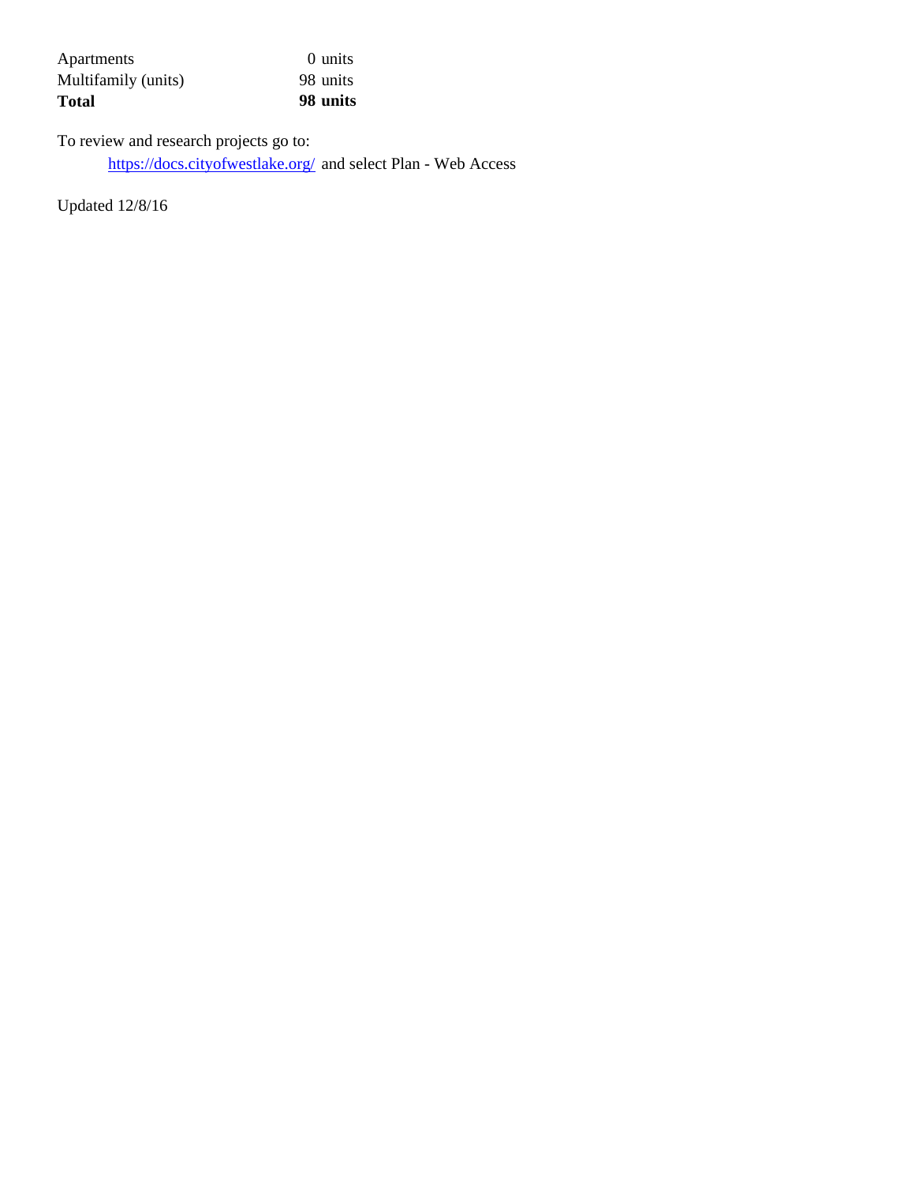| | |
|---|---|
| Apartments | 0 units |
| Multifamily (units) | 98 units |
| **Total** | **98 units** |

To review and research projects go to:

[https://docs.cityofwestlake.org/](https://docs.cityofwestlake.org/) and select Plan - Web Access

Updated 12/8/16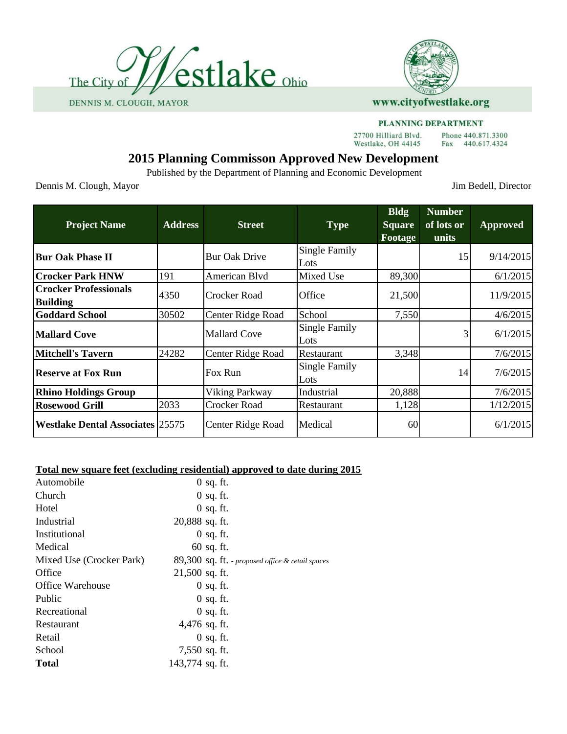The City of Westlake Ohio
DENNIS M. CLOUGH, MAYOR

www.cityofwestlake.org

PLANNING DEPARTMENT
27700 Hilliard Blvd.
Westlake, OH 44145
Phone 440.871.3300
Fax 440.617.4324

# 2015 Planning Commisson Approved New Development

Published by the Department of Planning and Economic Development

Dennis M. Clough, Mayor

Jim Bedell, Director

| Project Name | Address | Street | Type | Bldg Square Footage | Number of lots or units | Approved |
|---|---|---|---|---|---|---|
| **Bur Oak Phase II** | | Bur Oak Drive | Single Family Lots | | 15 | 9/14/2015 |
| **Crocker Park HNW** | 191 | American Blvd | Mixed Use | 89,300 | | 6/1/2015 |
| **Crocker Professionals Building** | 4350 | Crocker Road | Office | 21,500 | | 11/9/2015 |
| **Goddard School** | 30502 | Center Ridge Road | School | 7,550 | | 4/6/2015 |
| **Mallard Cove** | | Mallard Cove | Single Family Lots | | 3 | 6/1/2015 |
| **Mitchell's Tavern** | 24282 | Center Ridge Road | Restaurant | 3,348 | | 7/6/2015 |
| **Reserve at Fox Run** | | Fox Run | Single Family Lots | | 14 | 7/6/2015 |
| **Rhino Holdings Group** | | Viking Parkway | Industrial | 20,888 | | 7/6/2015 |
| **Rosewood Grill** | 2033 | Crocker Road | Restaurant | 1,128 | | 1/12/2015 |
| **Westlake Dental Associates** | 25575 | Center Ridge Road | Medical | 60 | | 6/1/2015 |

**Total new square feet (excluding residential) approved to date during 2015**

| | |
|---|---|
| Automobile | 0 sq. ft. |
| Church | 0 sq. ft. |
| Hotel | 0 sq. ft. |
| Industrial | 20,888 sq. ft. |
| Institutional | 0 sq. ft. |
| Medical | 60 sq. ft. |
| Mixed Use (Crocker Park) | 89,300 sq. ft. *- proposed office & retail spaces* |
| Office | 21,500 sq. ft. |
| Office Warehouse | 0 sq. ft. |
| Public | 0 sq. ft. |
| Recreational | 0 sq. ft. |
| Restaurant | 4,476 sq. ft. |
| Retail | 0 sq. ft. |
| School | 7,550 sq. ft. |
| **Total** | 143,774 sq. ft. |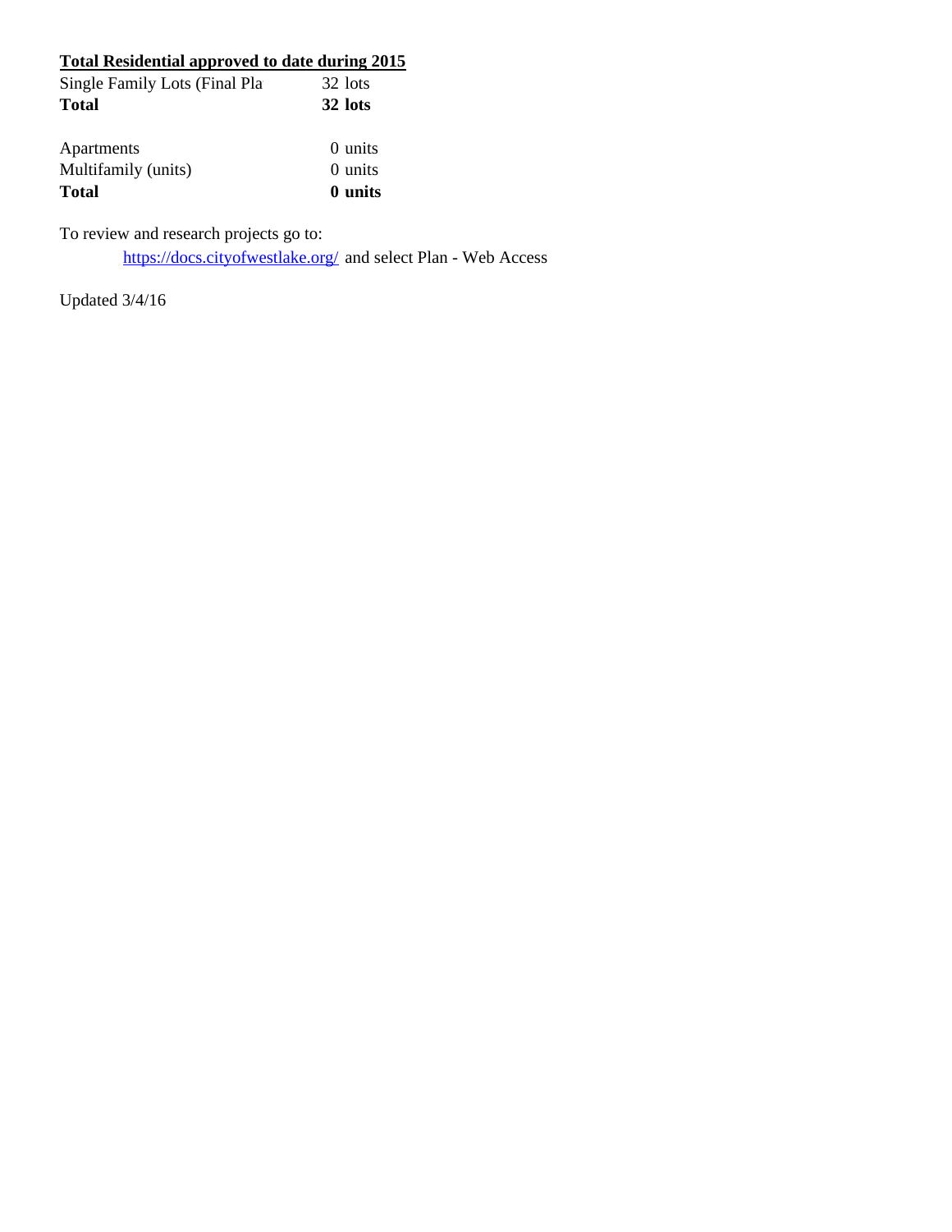**Total Residential approved to date during 2015**

| | |
|---|---|
| Single Family Lots (Final Pla | 32 lots |
| **Total** | **32 lots** |
| | |
| Apartments | 0 units |
| Multifamily (units) | 0 units |
| **Total** | **0 units** |

To review and research projects go to:

https://docs.cityofwestlake.org/ and select Plan - Web Access

Updated 3/4/16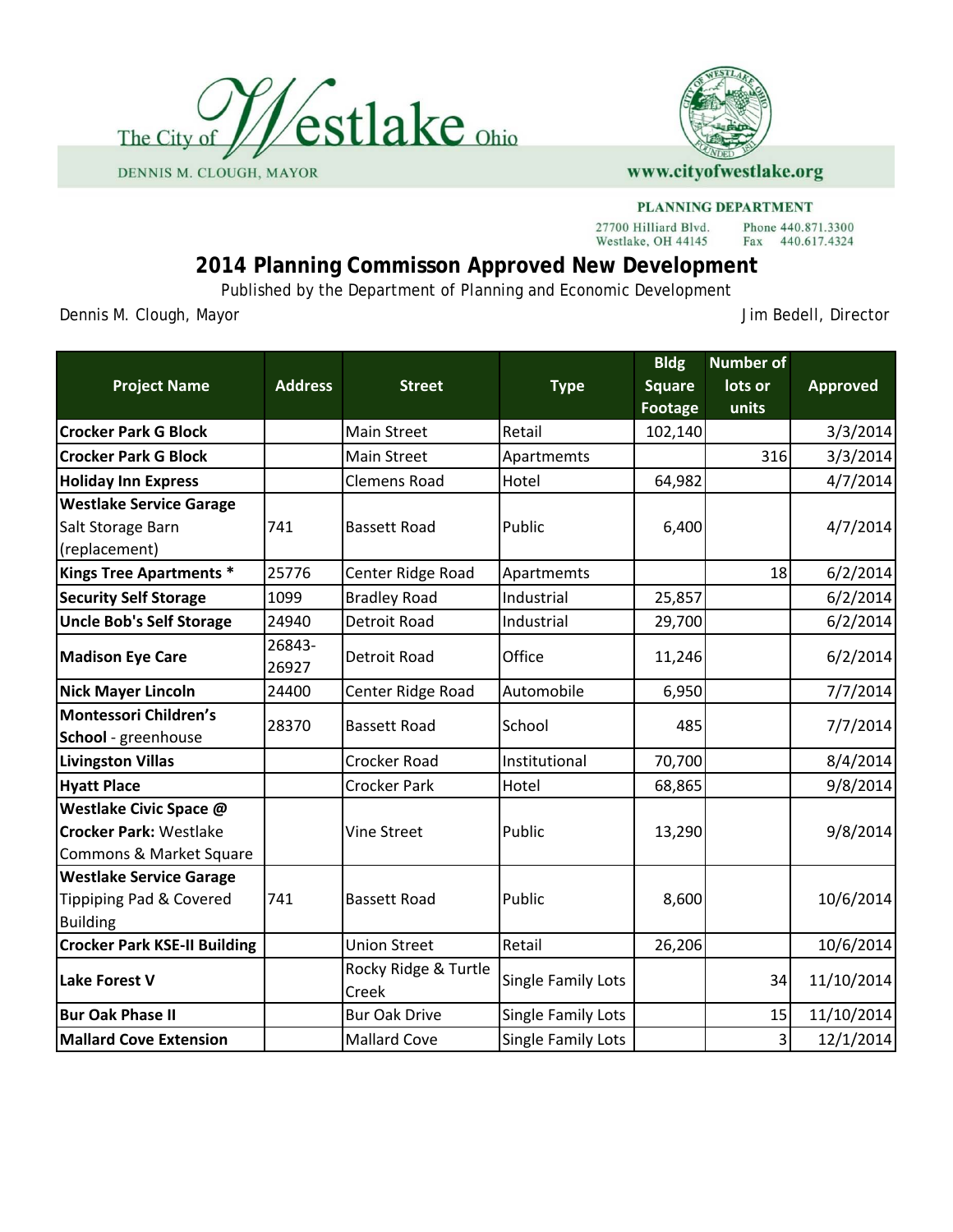The City of Westlake Ohio

DENNIS M. CLOUGH, MAYOR

www.cityofwestlake.org

PLANNING DEPARTMENT

27700 Hilliard Blvd.
Westlake, OH 44145

Phone 440.871.3300
Fax 440.617.4324

# 2014 Planning Commisson Approved New Development

Published by the Department of Planning and Economic Development

Dennis M. Clough, Mayor

Jim Bedell, Director

| Project Name | Address | Street | Type | Bldg Square Footage | Number of lots or units | Approved |
|---|---|---|---|---|---|---|
| **Crocker Park G Block** | | Main Street | Retail | 102,140 | | 3/3/2014 |
| **Crocker Park G Block** | | Main Street | Apartmemts | | 316 | 3/3/2014 |
| **Holiday Inn Express** | | Clemens Road | Hotel | 64,982 | | 4/7/2014 |
| **Westlake Service Garage** Salt Storage Barn (replacement) | 741 | Bassett Road | Public | 6,400 | | 4/7/2014 |
| **Kings Tree Apartments *** | 25776 | Center Ridge Road | Apartmemts | | 18 | 6/2/2014 |
| **Security Self Storage** | 1099 | Bradley Road | Industrial | 25,857 | | 6/2/2014 |
| **Uncle Bob's Self Storage** | 24940 | Detroit Road | Industrial | 29,700 | | 6/2/2014 |
| **Madison Eye Care** | 26843-26927 | Detroit Road | Office | 11,246 | | 6/2/2014 |
| **Nick Mayer Lincoln** | 24400 | Center Ridge Road | Automobile | 6,950 | | 7/7/2014 |
| **Montessori Children's School** - greenhouse | 28370 | Bassett Road | School | 485 | | 7/7/2014 |
| **Livingston Villas** | | Crocker Road | Institutional | 70,700 | | 8/4/2014 |
| **Hyatt Place** | | Crocker Park | Hotel | 68,865 | | 9/8/2014 |
| **Westlake Civic Space @ Crocker Park:** Westlake Commons & Market Square | | Vine Street | Public | 13,290 | | 9/8/2014 |
| **Westlake Service Garage** Tippiping Pad & Covered Building | 741 | Bassett Road | Public | 8,600 | | 10/6/2014 |
| **Crocker Park KSE-II Building** | | Union Street | Retail | 26,206 | | 10/6/2014 |
| **Lake Forest V** | | Rocky Ridge & Turtle Creek | Single Family Lots | | 34 | 11/10/2014 |
| **Bur Oak Phase II** | | Bur Oak Drive | Single Family Lots | | 15 | 11/10/2014 |
| **Mallard Cove Extension** | | Mallard Cove | Single Family Lots | | 3 | 12/1/2014 |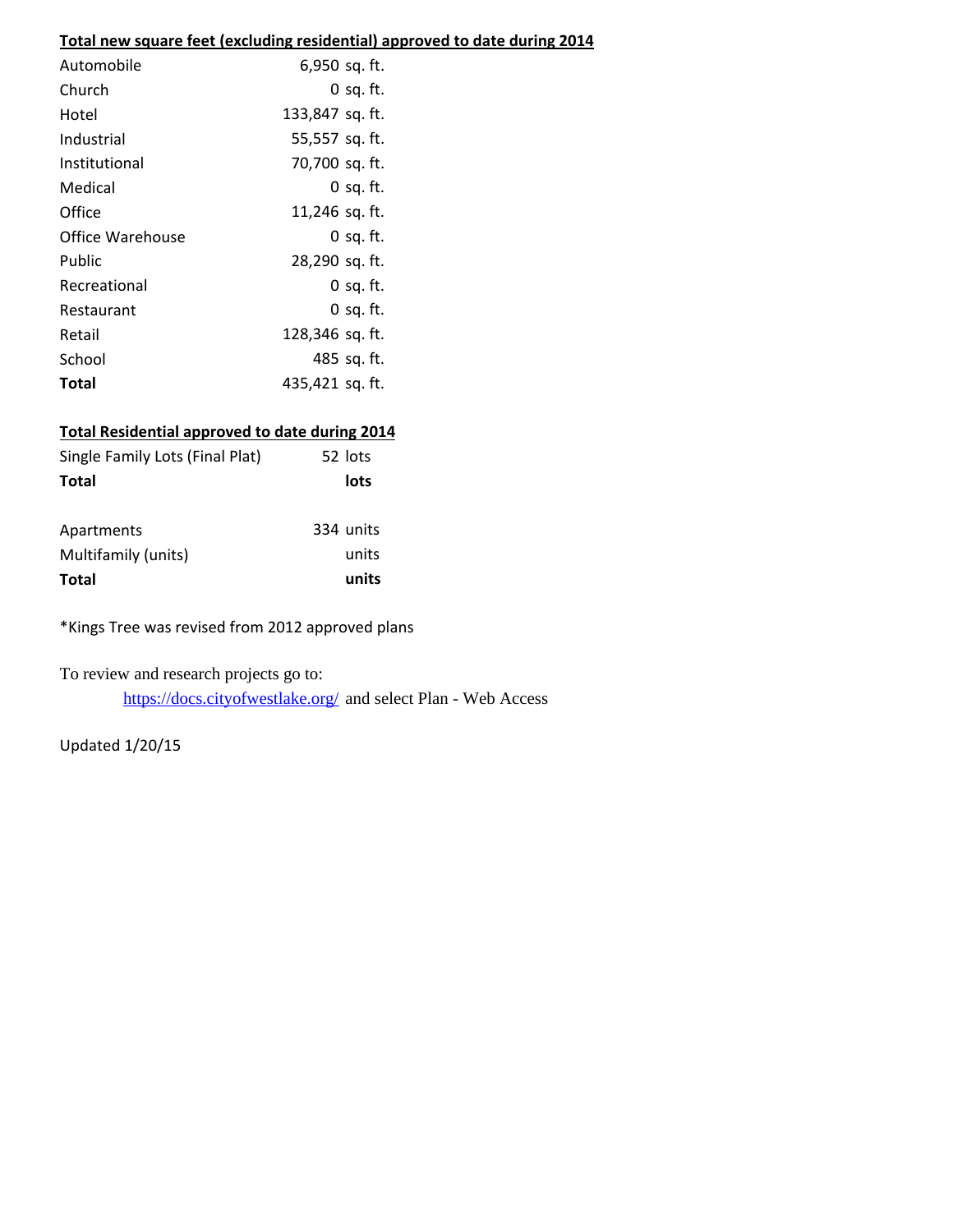**<u>Total new square feet (excluding residential) approved to date during 2014</u>**

| | | |
|---|---|---|
| Automobile | 6,950 | sq. ft. |
| Church | 0 | sq. ft. |
| Hotel | 133,847 | sq. ft. |
| Industrial | 55,557 | sq. ft. |
| Institutional | 70,700 | sq. ft. |
| Medical | 0 | sq. ft. |
| Office | 11,246 | sq. ft. |
| Office Warehouse | 0 | sq. ft. |
| Public | 28,290 | sq. ft. |
| Recreational | 0 | sq. ft. |
| Restaurant | 0 | sq. ft. |
| Retail | 128,346 | sq. ft. |
| School | 485 | sq. ft. |
| **Total** | 435,421 | sq. ft. |

**<u>Total Residential approved to date during 2014</u>**

| | | |
|---|---|---|
| Single Family Lots (Final Plat) | 52 | lots |
| **Total** | | **lots** |
| | | |
| Apartments | 334 | units |
| Multifamily (units) | | units |
| **Total** | | **units** |

*Kings Tree was revised from 2012 approved plans

To review and research projects go to:

https://docs.cityofwestlake.org/ and select Plan - Web Access

Updated 1/20/15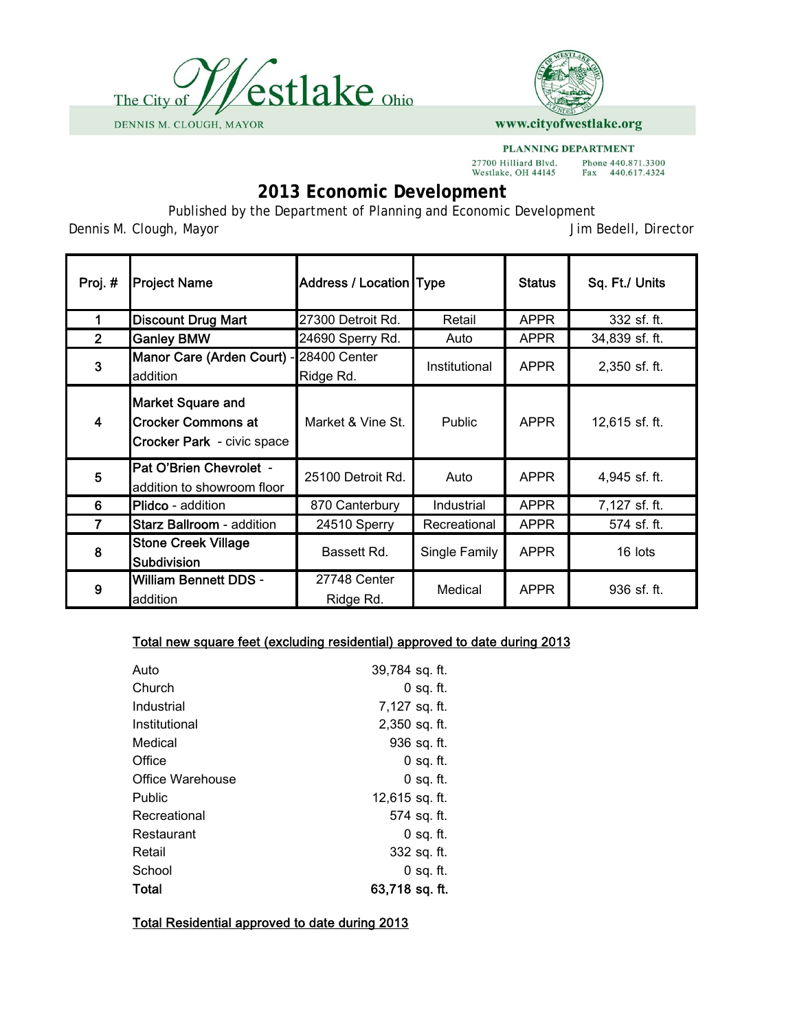The City of Westlake Ohio

DENNIS M. CLOUGH, MAYOR

www.cityofwestlake.org

PLANNING DEPARTMENT

27700 Hilliard Blvd.
Westlake, OH 44145

Phone 440.871.3300
Fax 440.617.4324

# 2013 Economic Development

Published by the Department of Planning and Economic Development

Dennis M. Clough, Mayor — Jim Bedell, Director

| Proj. # | Project Name | Address / Location | Type | Status | Sq. Ft./ Units |
|---|---|---|---|---|---|
| 1 | **Discount Drug Mart** | 27300 Detroit Rd. | Retail | APPR | 332 sf. ft. |
| 2 | **Ganley BMW** | 24690 Sperry Rd. | Auto | APPR | 34,839 sf. ft. |
| 3 | **Manor Care (Arden Court)** - addition | 28400 Center Ridge Rd. | Institutional | APPR | 2,350 sf. ft. |
| 4 | **Market Square and Crocker Commons at Crocker Park** - civic space | Market & Vine St. | Public | APPR | 12,615 sf. ft. |
| 5 | **Pat O'Brien Chevrolet** - addition to showroom floor | 25100 Detroit Rd. | Auto | APPR | 4,945 sf. ft. |
| 6 | **Plidco** - addition | 870 Canterbury | Industrial | APPR | 7,127 sf. ft. |
| 7 | **Starz Ballroom** - addition | 24510 Sperry | Recreational | APPR | 574 sf. ft. |
| 8 | **Stone Creek Village Subdivision** | Bassett Rd. | Single Family | APPR | 16 lots |
| 9 | **William Bennett DDS** - addition | 27748 Center Ridge Rd. | Medical | APPR | 936 sf. ft. |

**Total new square feet (excluding residential) approved to date during 2013**

| | |
|---|---|
| Auto | 39,784 sq. ft. |
| Church | 0 sq. ft. |
| Industrial | 7,127 sq. ft. |
| Institutional | 2,350 sq. ft. |
| Medical | 936 sq. ft. |
| Office | 0 sq. ft. |
| Office Warehouse | 0 sq. ft. |
| Public | 12,615 sq. ft. |
| Recreational | 574 sq. ft. |
| Restaurant | 0 sq. ft. |
| Retail | 332 sq. ft. |
| School | 0 sq. ft. |
| **Total** | **63,718 sq. ft.** |

**Total Residential approved to date during 2013**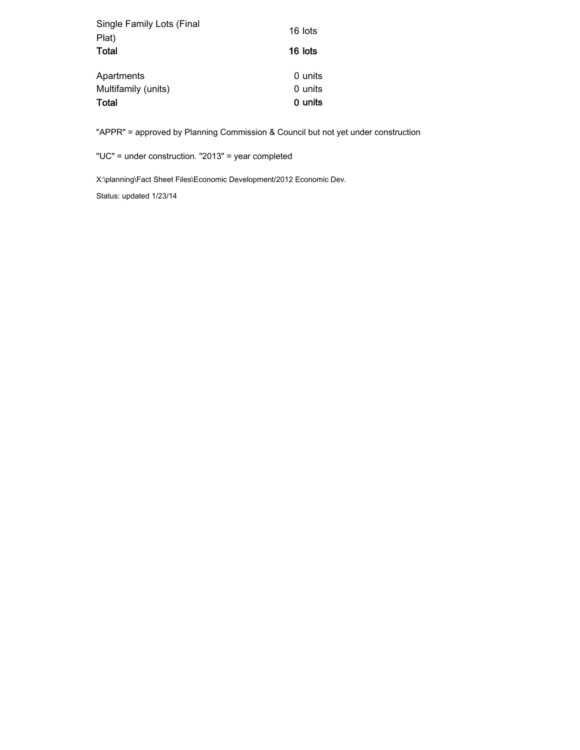| | |
|---|---|
| Single Family Lots (Final Plat) | 16 lots |
| **Total** | **16 lots** |

| | |
|---|---|
| Apartments | 0 units |
| Multifamily (units) | 0 units |
| **Total** | **0 units** |

"APPR" = approved by Planning Commission & Council but not yet under construction

"UC" = under construction. "2013" = year completed

X:\planning\Fact Sheet Files\Economic Development/2012 Economic Dev.

Status: updated 1/23/14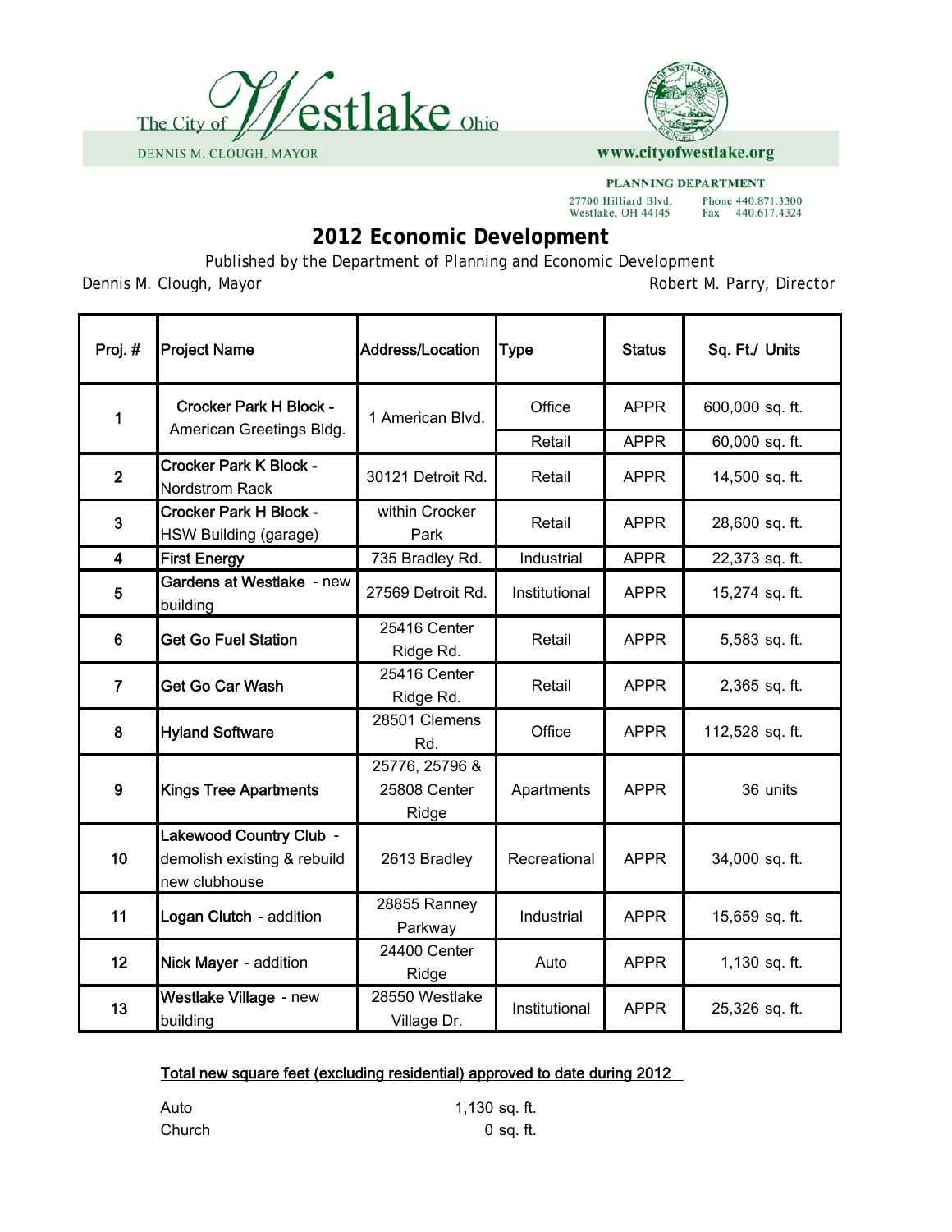The City of Westlake Ohio

DENNIS M. CLOUGH, MAYOR

www.cityofwestlake.org

PLANNING DEPARTMENT

27700 Hilliard Blvd.
Westlake, OH 44145

Phone 440.871.3300
Fax 440.617.4324

# 2012 Economic Development

Published by the Department of Planning and Economic Development

Dennis M. Clough, Mayor — Robert M. Parry, Director

| Proj. # | Project Name | Address/Location | Type | Status | Sq. Ft./ Units |
|---|---|---|---|---|---|
| 1 | Crocker Park H Block - American Greetings Bldg. | 1 American Blvd. | Office | APPR | 600,000 sq. ft. |
| | | | Retail | APPR | 60,000 sq. ft. |
| 2 | Crocker Park K Block - Nordstrom Rack | 30121 Detroit Rd. | Retail | APPR | 14,500 sq. ft. |
| 3 | Crocker Park H Block - HSW Building (garage) | within Crocker Park | Retail | APPR | 28,600 sq. ft. |
| 4 | First Energy | 735 Bradley Rd. | Industrial | APPR | 22,373 sq. ft. |
| 5 | Gardens at Westlake - new building | 27569 Detroit Rd. | Institutional | APPR | 15,274 sq. ft. |
| 6 | Get Go Fuel Station | 25416 Center Ridge Rd. | Retail | APPR | 5,583 sq. ft. |
| 7 | Get Go Car Wash | 25416 Center Ridge Rd. | Retail | APPR | 2,365 sq. ft. |
| 8 | Hyland Software | 28501 Clemens Rd. | Office | APPR | 112,528 sq. ft. |
| 9 | Kings Tree Apartments | 25776, 25796 & 25808 Center Ridge | Apartments | APPR | 36 units |
| 10 | Lakewood Country Club - demolish existing & rebuild new clubhouse | 2613 Bradley | Recreational | APPR | 34,000 sq. ft. |
| 11 | Logan Clutch - addition | 28855 Ranney Parkway | Industrial | APPR | 15,659 sq. ft. |
| 12 | Nick Mayer - addition | 24400 Center Ridge | Auto | APPR | 1,130 sq. ft. |
| 13 | Westlake Village - new building | 28550 Westlake Village Dr. | Institutional | APPR | 25,326 sq. ft. |

**Total new square feet (excluding residential) approved to date during 2012**

| | |
|---|---|
| Auto | 1,130 sq. ft. |
| Church | 0 sq. ft. |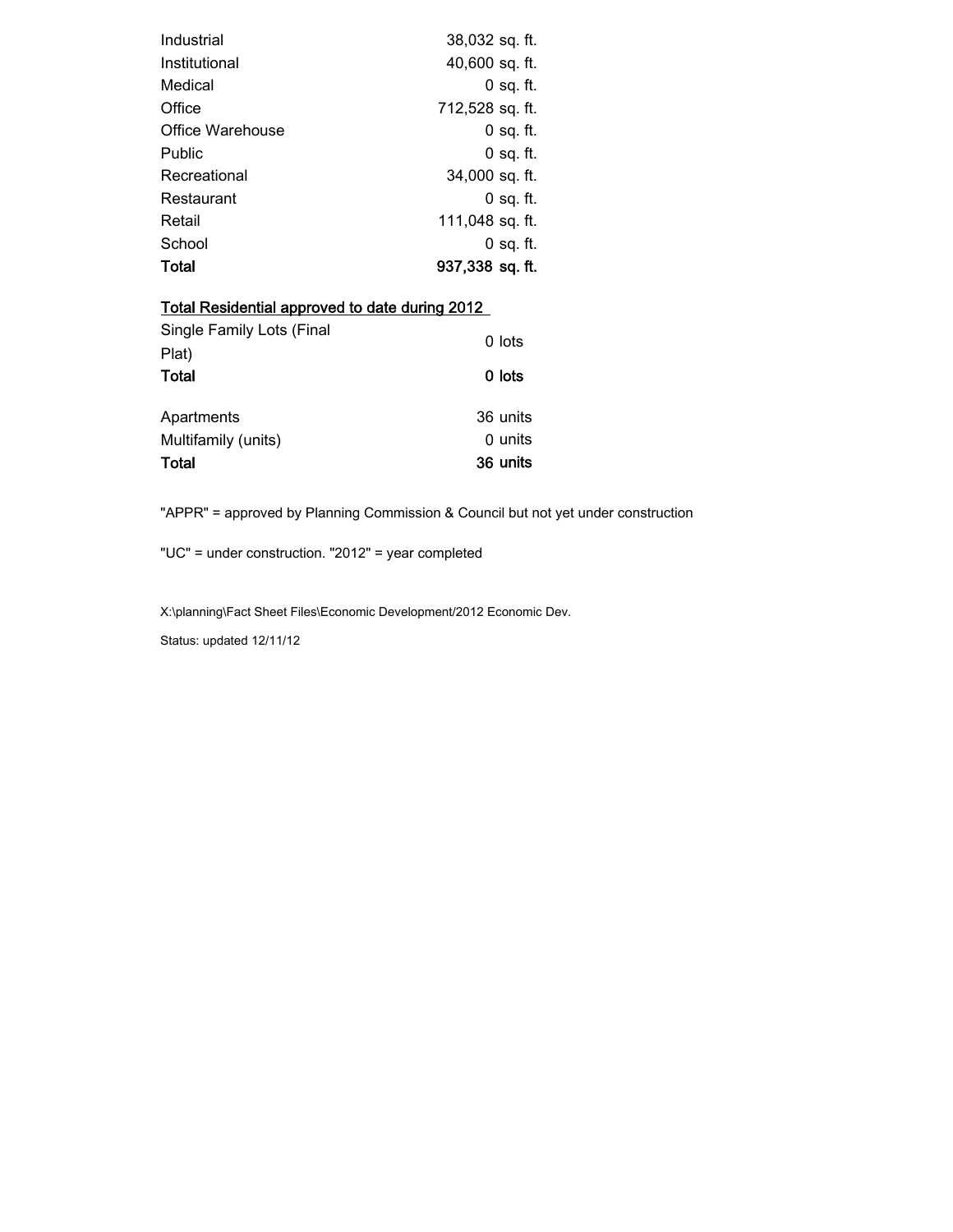| | |
|---|---|
| Industrial | 38,032 sq. ft. |
| Institutional | 40,600 sq. ft. |
| Medical | 0 sq. ft. |
| Office | 712,528 sq. ft. |
| Office Warehouse | 0 sq. ft. |
| Public | 0 sq. ft. |
| Recreational | 34,000 sq. ft. |
| Restaurant | 0 sq. ft. |
| Retail | 111,048 sq. ft. |
| School | 0 sq. ft. |
| **Total** | **937,338 sq. ft.** |

**Total Residential approved to date during 2012**

| | |
|---|---|
| Single Family Lots (Final Plat) | 0 lots |
| **Total** | **0 lots** |
| | |
| Apartments | 36 units |
| Multifamily (units) | 0 units |
| **Total** | **36 units** |

"APPR" = approved by Planning Commission & Council but not yet under construction

"UC" = under construction. "2012" = year completed

X:\planning\Fact Sheet Files\Economic Development/2012 Economic Dev.

Status: updated 12/11/12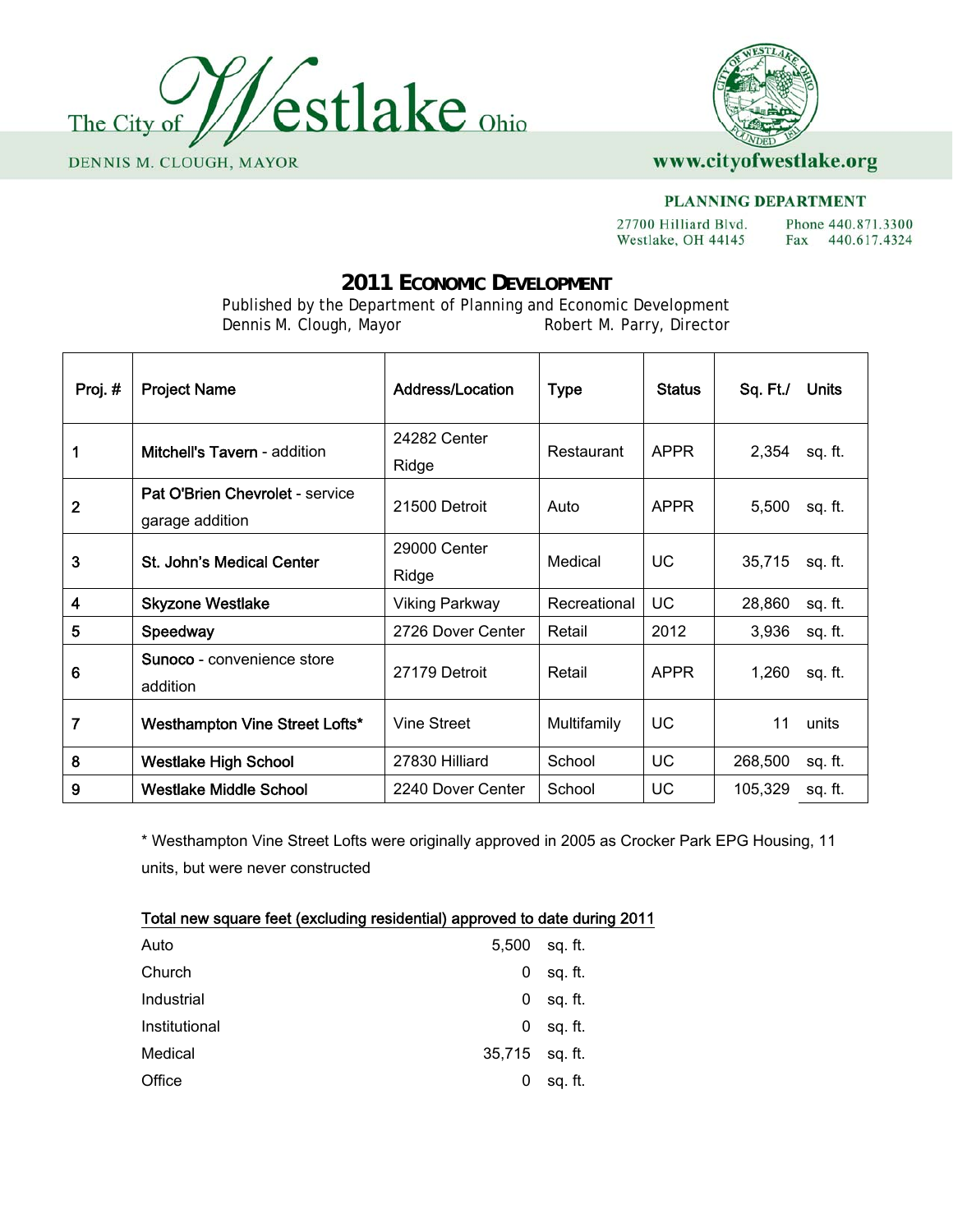The City of Westlake Ohio

DENNIS M. CLOUGH, MAYOR

www.cityofwestlake.org

**PLANNING DEPARTMENT**

27700 Hilliard Blvd.
Westlake, OH 44145

Phone 440.871.3300
Fax 440.617.4324

## 2011 ECONOMIC DEVELOPMENT

Published by the Department of Planning and Economic Development
Dennis M. Clough, Mayor Robert M. Parry, Director

| Proj. # | Project Name | Address/Location | Type | Status | Sq. Ft./ | Units |
|---|---|---|---|---|---|---|
| 1 | **Mitchell's Tavern** - addition | 24282 Center Ridge | Restaurant | APPR | 2,354 | sq. ft. |
| 2 | **Pat O'Brien Chevrolet** - service garage addition | 21500 Detroit | Auto | APPR | 5,500 | sq. ft. |
| 3 | **St. John's Medical Center** | 29000 Center Ridge | Medical | UC | 35,715 | sq. ft. |
| 4 | **Skyzone Westlake** | Viking Parkway | Recreational | UC | 28,860 | sq. ft. |
| 5 | **Speedway** | 2726 Dover Center | Retail | 2012 | 3,936 | sq. ft. |
| 6 | **Sunoco** - convenience store addition | 27179 Detroit | Retail | APPR | 1,260 | sq. ft. |
| 7 | **Westhampton Vine Street Lofts*** | Vine Street | Multifamily | UC | 11 | units |
| 8 | **Westlake High School** | 27830 Hilliard | School | UC | 268,500 | sq. ft. |
| 9 | **Westlake Middle School** | 2240 Dover Center | School | UC | 105,329 | sq. ft. |

* Westhampton Vine Street Lofts were originally approved in 2005 as Crocker Park EPG Housing, 11 units, but were never constructed

Total new square feet (excluding residential) approved to date during 2011

| | | |
|---|---|---|
| Auto | 5,500 | sq. ft. |
| Church | 0 | sq. ft. |
| Industrial | 0 | sq. ft. |
| Institutional | 0 | sq. ft. |
| Medical | 35,715 | sq. ft. |
| Office | 0 | sq. ft. |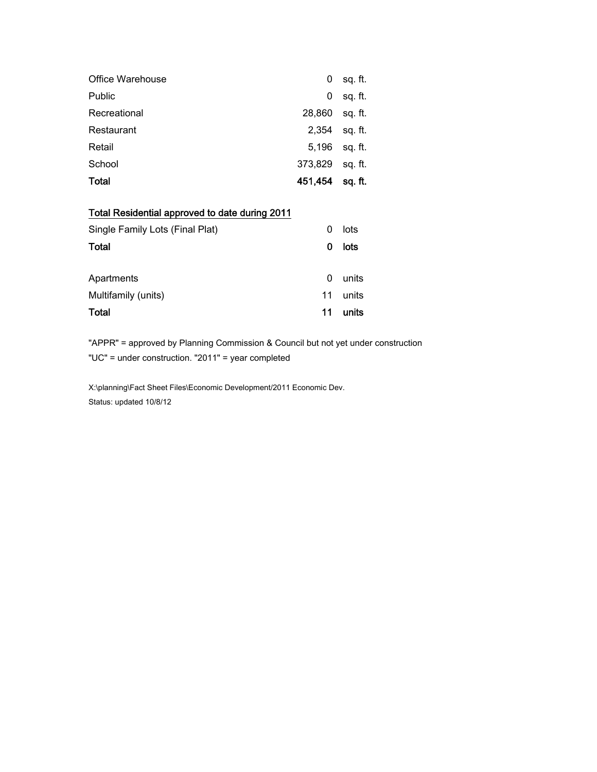| | | |
|---|---|---|
| Office Warehouse | 0 | sq. ft. |
| Public | 0 | sq. ft. |
| Recreational | 28,860 | sq. ft. |
| Restaurant | 2,354 | sq. ft. |
| Retail | 5,196 | sq. ft. |
| School | 373,829 | sq. ft. |
| **Total** | **451,454** | **sq. ft.** |

<u>**Total Residential approved to date during 2011**</u>

| | | |
|---|---|---|
| Single Family Lots (Final Plat) | 0 | lots |
| **Total** | **0** | **lots** |
| | | |
| Apartments | 0 | units |
| Multifamily (units) | 11 | units |
| **Total** | **11** | **units** |

"APPR" = approved by Planning Commission & Council but not yet under construction

"UC" = under construction. "2011" = year completed

X:\planning\Fact Sheet Files\Economic Development/2011 Economic Dev.

Status: updated 10/8/12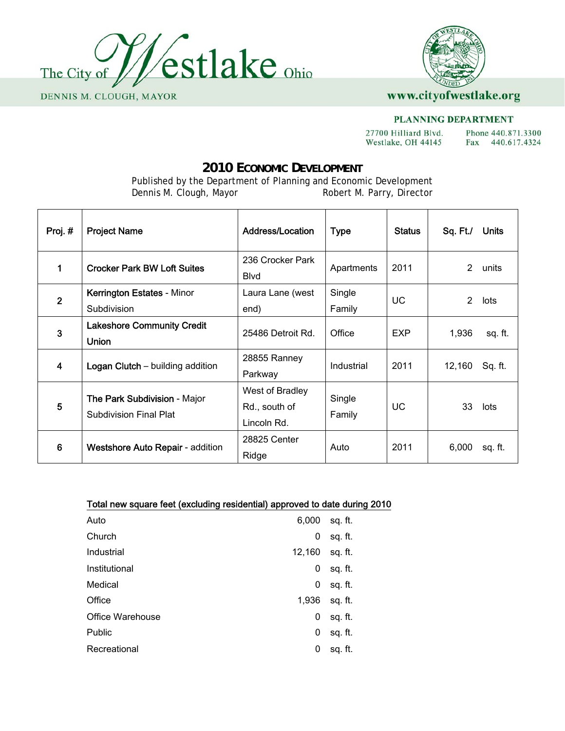The City of Westlake Ohio

DENNIS M. CLOUGH, MAYOR

www.cityofwestlake.org

PLANNING DEPARTMENT

27700 Hilliard Blvd.
Westlake, OH 44145

Phone 440.871.3300
Fax 440.617.4324

# 2010 Economic Development

Published by the Department of Planning and Economic Development
Dennis M. Clough, Mayor — Robert M. Parry, Director

| Proj. # | Project Name | Address/Location | Type | Status | Sq. Ft./ | Units |
|---|---|---|---|---|---|---|
| 1 | **Crocker Park BW Loft Suites** | 236 Crocker Park Blvd | Apartments | 2011 | 2 | units |
| 2 | **Kerrington Estates** - Minor Subdivision | Laura Lane (west end) | Single Family | UC | 2 | lots |
| 3 | **Lakeshore Community Credit Union** | 25486 Detroit Rd. | Office | EXP | 1,936 | sq. ft. |
| 4 | **Logan Clutch** – building addition | 28855 Ranney Parkway | Industrial | 2011 | 12,160 | Sq. ft. |
| 5 | **The Park Subdivision** - Major Subdivision Final Plat | West of Bradley Rd., south of Lincoln Rd. | Single Family | UC | 33 | lots |
| 6 | **Westshore Auto Repair** - addition | 28825 Center Ridge | Auto | 2011 | 6,000 | sq. ft. |

**Total new square feet (excluding residential) approved to date during 2010**

| | | |
|---|---|---|
| Auto | 6,000 | sq. ft. |
| Church | 0 | sq. ft. |
| Industrial | 12,160 | sq. ft. |
| Institutional | 0 | sq. ft. |
| Medical | 0 | sq. ft. |
| Office | 1,936 | sq. ft. |
| Office Warehouse | 0 | sq. ft. |
| Public | 0 | sq. ft. |
| Recreational | 0 | sq. ft. |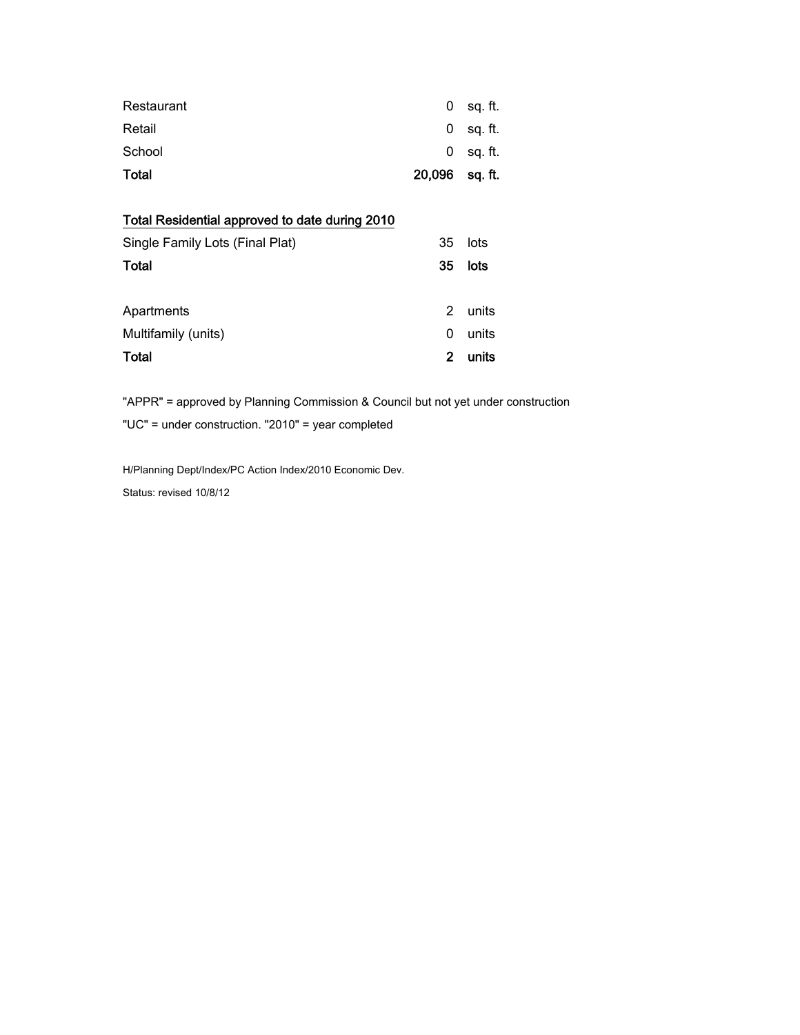| | | |
|---|---|---|
| Restaurant | 0 | sq. ft. |
| Retail | 0 | sq. ft. |
| School | 0 | sq. ft. |
| **Total** | **20,096** | **sq. ft.** |

<u>**Total Residential approved to date during 2010**</u>

| | | |
|---|---|---|
| Single Family Lots (Final Plat) | 35 | lots |
| **Total** | **35** | **lots** |

| | | |
|---|---|---|
| Apartments | 2 | units |
| Multifamily (units) | 0 | units |
| **Total** | **2** | **units** |

"APPR" = approved by Planning Commission & Council but not yet under construction

"UC" = under construction. "2010" = year completed

H/Planning Dept/Index/PC Action Index/2010 Economic Dev.

Status: revised 10/8/12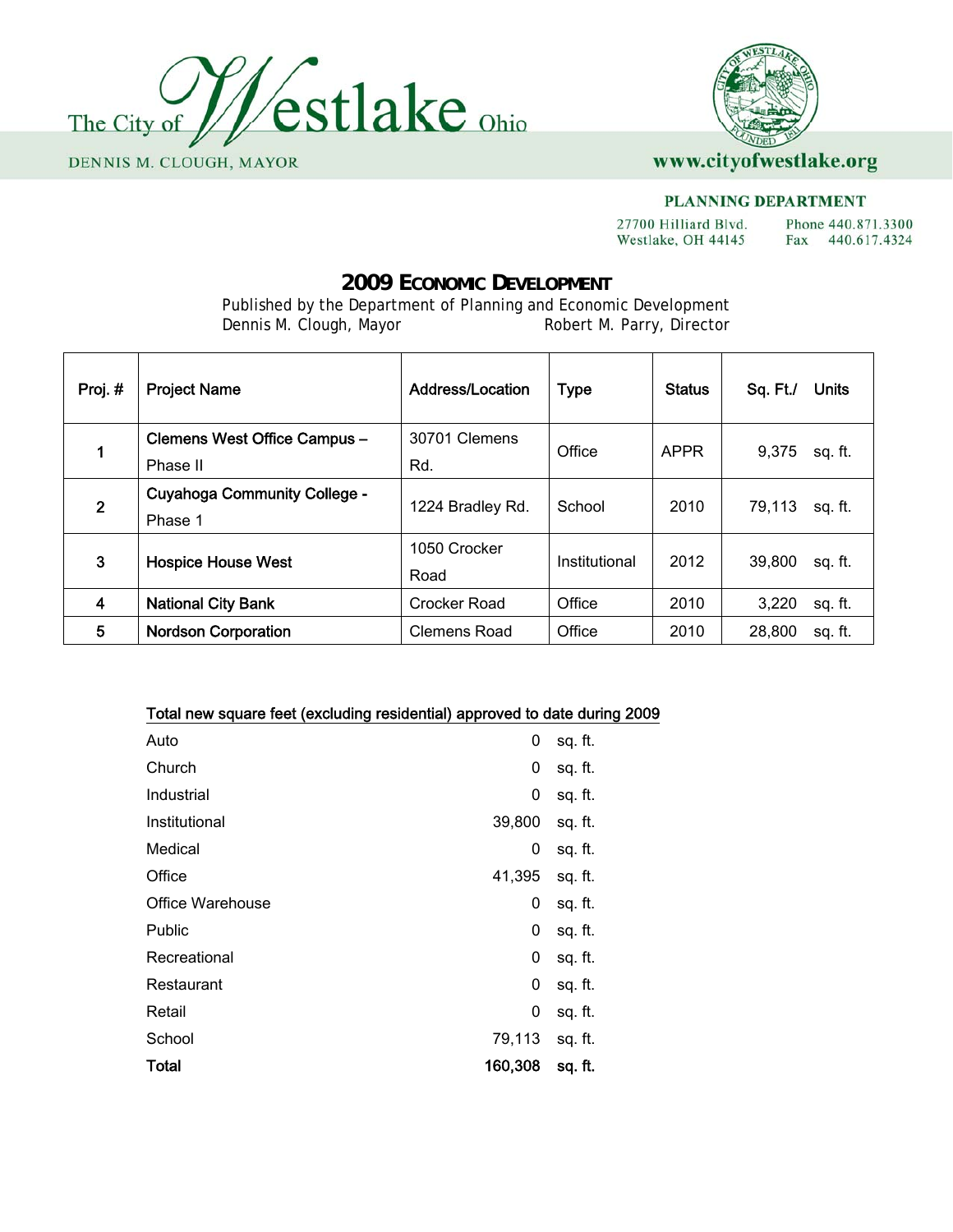The City of Westlake Ohio

DENNIS M. CLOUGH, MAYOR

www.cityofwestlake.org

PLANNING DEPARTMENT

27700 Hilliard Blvd.
Westlake, OH 44145

Phone 440.871.3300
Fax 440.617.4324

# 2009 Economic Development

Published by the Department of Planning and Economic Development
Dennis M. Clough, Mayor Robert M. Parry, Director

| Proj. # | Project Name | Address/Location | Type | Status | Sq. Ft./ | Units |
|---|---|---|---|---|---|---|
| 1 | Clemens West Office Campus – Phase II | 30701 Clemens Rd. | Office | APPR | 9,375 | sq. ft. |
| 2 | Cuyahoga Community College - Phase 1 | 1224 Bradley Rd. | School | 2010 | 79,113 | sq. ft. |
| 3 | Hospice House West | 1050 Crocker Road | Institutional | 2012 | 39,800 | sq. ft. |
| 4 | National City Bank | Crocker Road | Office | 2010 | 3,220 | sq. ft. |
| 5 | Nordson Corporation | Clemens Road | Office | 2010 | 28,800 | sq. ft. |

**Total new square feet (excluding residential) approved to date during 2009**

| Type | Sq. Ft. | Units |
|---|---|---|
| Auto | 0 | sq. ft. |
| Church | 0 | sq. ft. |
| Industrial | 0 | sq. ft. |
| Institutional | 39,800 | sq. ft. |
| Medical | 0 | sq. ft. |
| Office | 41,395 | sq. ft. |
| Office Warehouse | 0 | sq. ft. |
| Public | 0 | sq. ft. |
| Recreational | 0 | sq. ft. |
| Restaurant | 0 | sq. ft. |
| Retail | 0 | sq. ft. |
| School | 79,113 | sq. ft. |
| **Total** | **160,308** | **sq. ft.** |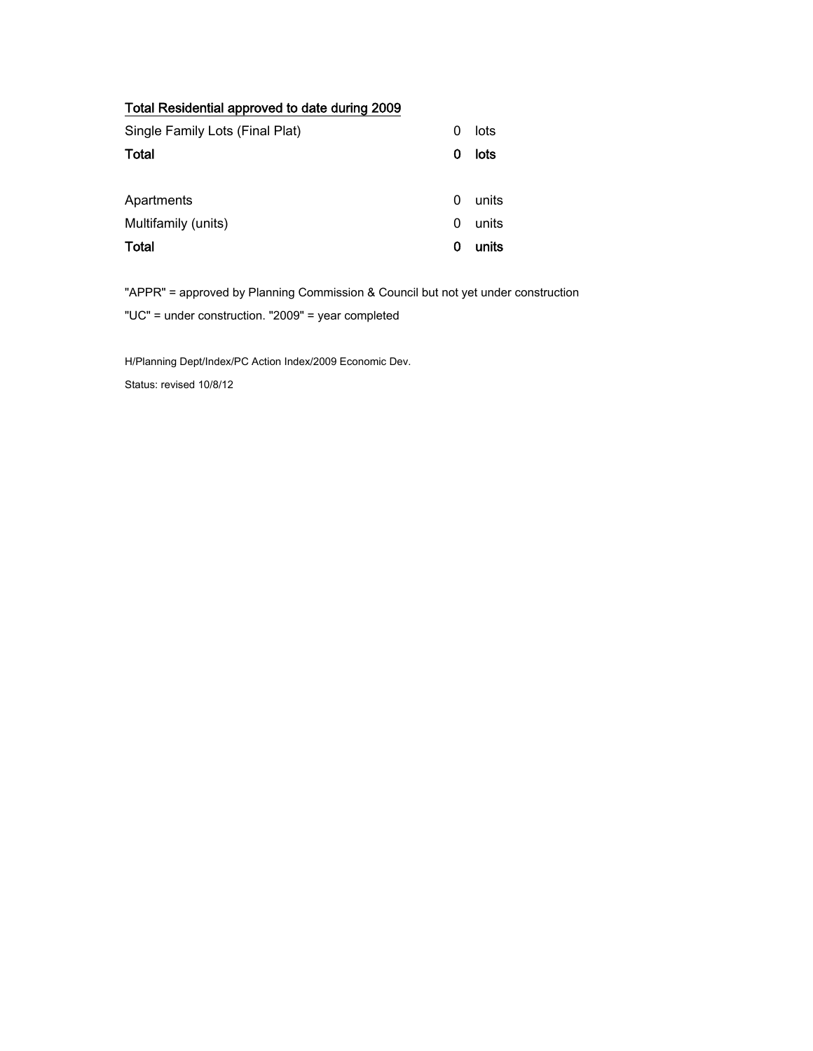<u>Total Residential approved to date during 2009</u>

| | | |
|---|---|---|
| Single Family Lots (Final Plat) | 0 | lots |
| **Total** | **0** | **lots** |
| | | |
| Apartments | 0 | units |
| Multifamily (units) | 0 | units |
| **Total** | **0** | **units** |

"APPR" = approved by Planning Commission & Council but not yet under construction

"UC" = under construction. "2009" = year completed

H/Planning Dept/Index/PC Action Index/2009 Economic Dev.

Status: revised 10/8/12